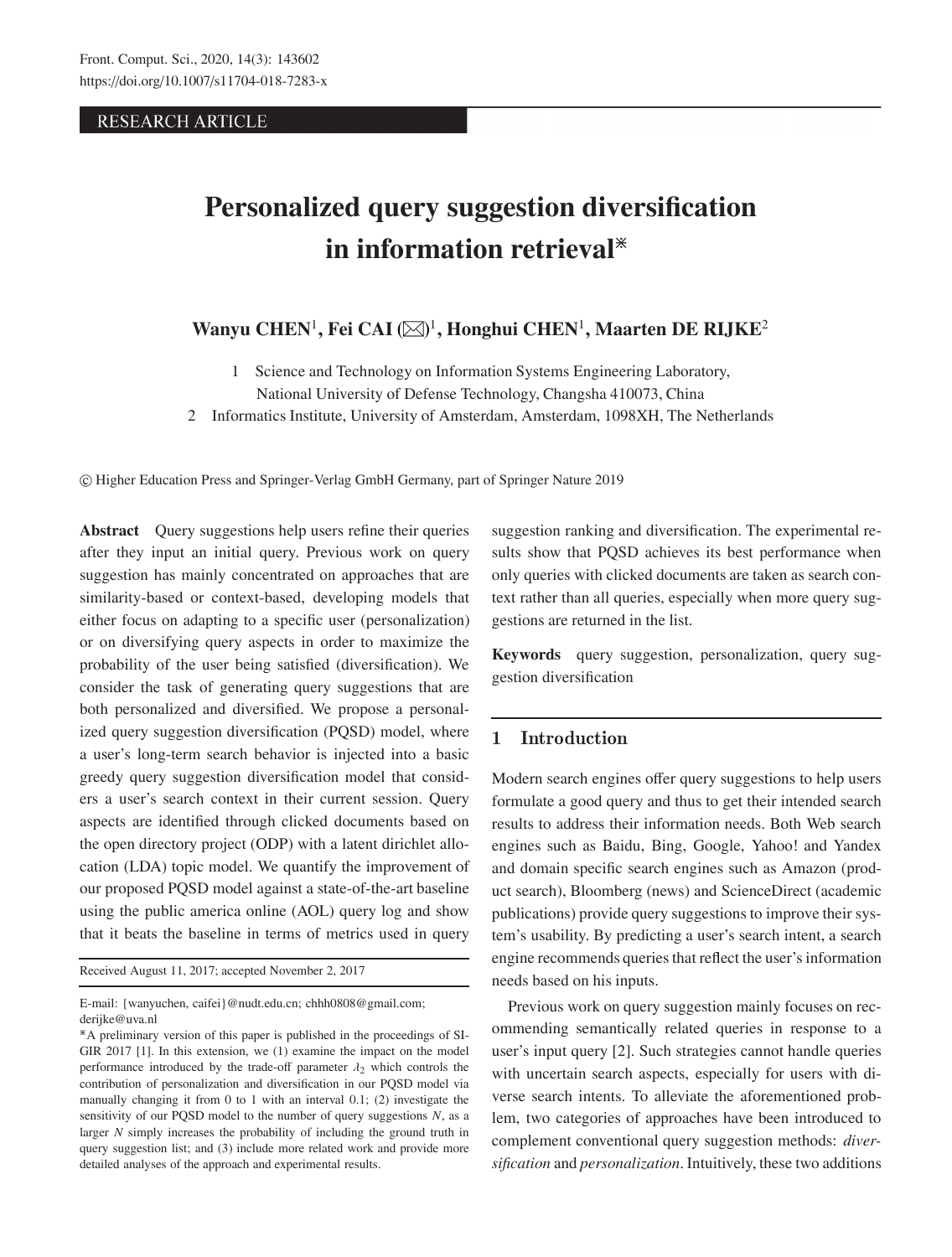RESEARCH ARTICLE

# Personalized query suggestion diversification in information retrieval*

**Wanyu CHEN[1], Fei CAI (✉)[1], Honghui CHEN[1], Maarten DE RIJKE[2]**

1 Science and Technology on Information Systems Engineering Laboratory, National University of Defense Technology, Changsha 410073, China

2 Informatics Institute, University of Amsterdam, Amsterdam, 1098XH, The Netherlands

© Higher Education Press and Springer-Verlag GmbH Germany, part of Springer Nature 2019

**Abstract** Query suggestions help users refine their queries after they input an initial query. Previous work on query suggestion has mainly concentrated on approaches that are similarity-based or context-based, developing models that either focus on adapting to a specific user (personalization) or on diversifying query aspects in order to maximize the probability of the user being satisfied (diversification). We consider the task of generating query suggestions that are both personalized and diversified. We propose a personalized query suggestion diversification (PQSD) model, where a user's long-term search behavior is injected into a basic greedy query suggestion diversification model that considers a user's search context in their current session. Query aspects are identified through clicked documents based on the open directory project (ODP) with a latent dirichlet allocation (LDA) topic model. We quantify the improvement of our proposed PQSD model against a state-of-the-art baseline using the public america online (AOL) query log and show that it beats the baseline in terms of metrics used in query suggestion ranking and diversification. The experimental results show that PQSD achieves its best performance when only queries with clicked documents are taken as search context rather than all queries, especially when more query suggestions are returned in the list.

**Keywords** query suggestion, personalization, query suggestion diversification

Received August 11, 2017; accepted November 2, 2017

E-mail: {wanyuchen, caifei}@nudt.edu.cn; chhh0808@gmail.com; derijke@uva.nl

*A preliminary version of this paper is published in the proceedings of SIGIR 2017 [1]. In this extension, we (1) examine the impact on the model performance introduced by the trade-off parameter $\lambda_2$ which controls the contribution of personalization and diversification in our PQSD model via manually changing it from 0 to 1 with an interval 0.1; (2) investigate the sensitivity of our PQSD model to the number of query suggestions $N$, as a larger $N$ simply increases the probability of including the ground truth in query suggestion list; and (3) include more related work and provide more detailed analyses of the approach and experimental results.

## 1 Introduction

Modern search engines offer query suggestions to help users formulate a good query and thus to get their intended search results to address their information needs. Both Web search engines such as Baidu, Bing, Google, Yahoo! and Yandex and domain specific search engines such as Amazon (product search), Bloomberg (news) and ScienceDirect (academic publications) provide query suggestions to improve their system's usability. By predicting a user's search intent, a search engine recommends queries that reflect the user's information needs based on his inputs.

Previous work on query suggestion mainly focuses on recommending semantically related queries in response to a user's input query [2]. Such strategies cannot handle queries with uncertain search aspects, especially for users with diverse search intents. To alleviate the aforementioned problem, two categories of approaches have been introduced to complement conventional query suggestion methods: *diversification* and *personalization*. Intuitively, these two additions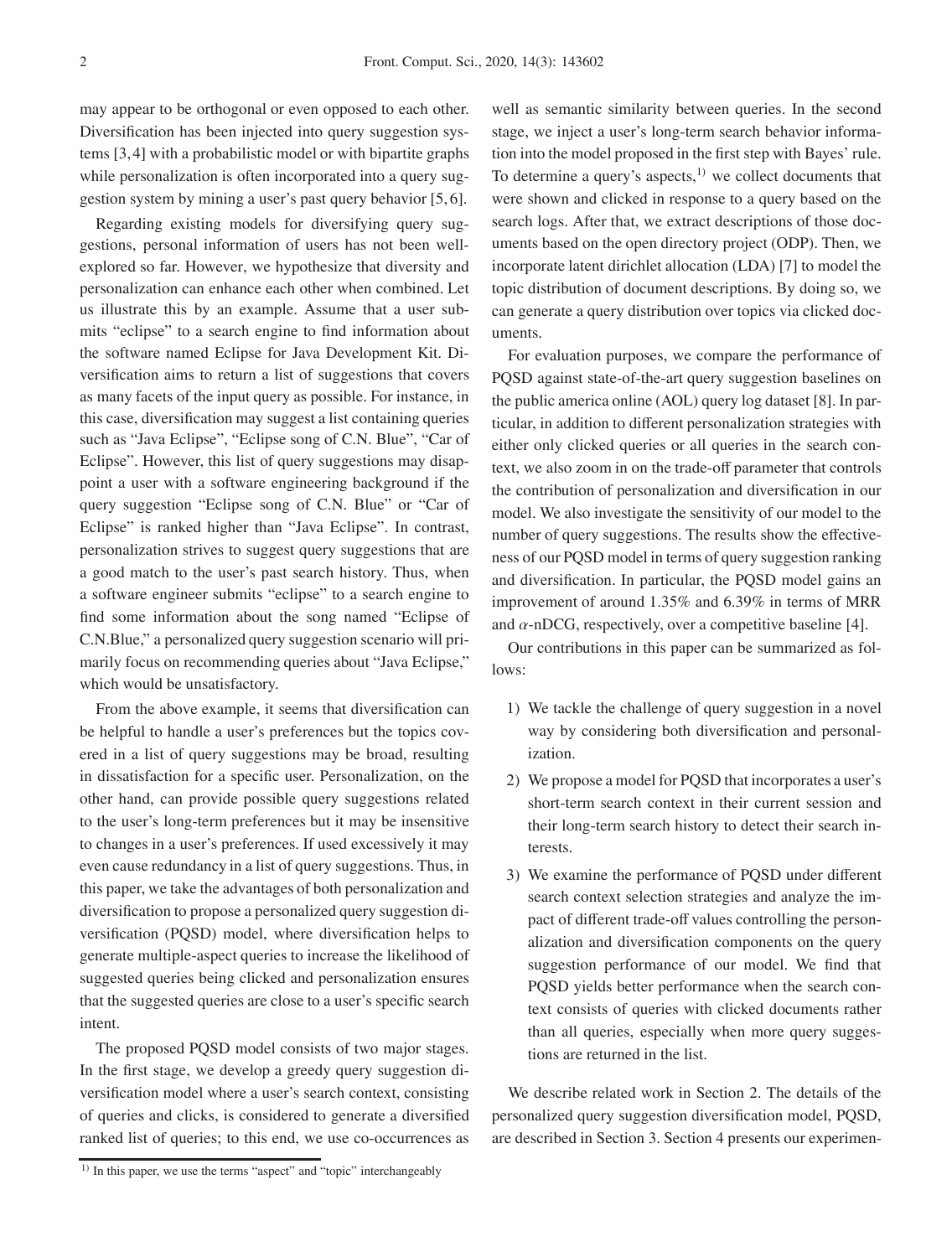may appear to be orthogonal or even opposed to each other. Diversification has been injected into query suggestion systems [3,4] with a probabilistic model or with bipartite graphs while personalization is often incorporated into a query suggestion system by mining a user's past query behavior [5,6].

Regarding existing models for diversifying query suggestions, personal information of users has not been well-explored so far. However, we hypothesize that diversity and personalization can enhance each other when combined. Let us illustrate this by an example. Assume that a user submits "eclipse" to a search engine to find information about the software named Eclipse for Java Development Kit. Diversification aims to return a list of suggestions that covers as many facets of the input query as possible. For instance, in this case, diversification may suggest a list containing queries such as "Java Eclipse", "Eclipse song of C.N. Blue", "Car of Eclipse". However, this list of query suggestions may disappoint a user with a software engineering background if the query suggestion "Eclipse song of C.N. Blue" or "Car of Eclipse" is ranked higher than "Java Eclipse". In contrast, personalization strives to suggest query suggestions that are a good match to the user's past search history. Thus, when a software engineer submits "eclipse" to a search engine to find some information about the song named "Eclipse of C.N.Blue," a personalized query suggestion scenario will primarily focus on recommending queries about "Java Eclipse," which would be unsatisfactory.

From the above example, it seems that diversification can be helpful to handle a user's preferences but the topics covered in a list of query suggestions may be broad, resulting in dissatisfaction for a specific user. Personalization, on the other hand, can provide possible query suggestions related to the user's long-term preferences but it may be insensitive to changes in a user's preferences. If used excessively it may even cause redundancy in a list of query suggestions. Thus, in this paper, we take the advantages of both personalization and diversification to propose a personalized query suggestion diversification (PQSD) model, where diversification helps to generate multiple-aspect queries to increase the likelihood of suggested queries being clicked and personalization ensures that the suggested queries are close to a user's specific search intent.

The proposed PQSD model consists of two major stages. In the first stage, we develop a greedy query suggestion diversification model where a user's search context, consisting of queries and clicks, is considered to generate a diversified ranked list of queries; to this end, we use co-occurrences as well as semantic similarity between queries. In the second stage, we inject a user's long-term search behavior information into the model proposed in the first step with Bayes' rule. To determine a query's aspects,[1)] we collect documents that were shown and clicked in response to a query based on the search logs. After that, we extract descriptions of those documents based on the open directory project (ODP). Then, we incorporate latent dirichlet allocation (LDA) [7] to model the topic distribution of document descriptions. By doing so, we can generate a query distribution over topics via clicked documents.

For evaluation purposes, we compare the performance of PQSD against state-of-the-art query suggestion baselines on the public america online (AOL) query log dataset [8]. In particular, in addition to different personalization strategies with either only clicked queries or all queries in the search context, we also zoom in on the trade-off parameter that controls the contribution of personalization and diversification in our model. We also investigate the sensitivity of our model to the number of query suggestions. The results show the effectiveness of our PQSD model in terms of query suggestion ranking and diversification. In particular, the PQSD model gains an improvement of around 1.35% and 6.39% in terms of MRR and $\alpha$-nDCG, respectively, over a competitive baseline [4].

Our contributions in this paper can be summarized as follows:

1) We tackle the challenge of query suggestion in a novel way by considering both diversification and personalization.
2) We propose a model for PQSD that incorporates a user's short-term search context in their current session and their long-term search history to detect their search interests.
3) We examine the performance of PQSD under different search context selection strategies and analyze the impact of different trade-off values controlling the personalization and diversification components on the query suggestion performance of our model. We find that PQSD yields better performance when the search context consists of queries with clicked documents rather than all queries, especially when more query suggestions are returned in the list.

We describe related work in Section 2. The details of the personalized query suggestion diversification model, PQSD, are described in Section 3. Section 4 presents our experimen-

[1)] In this paper, we use the terms "aspect" and "topic" interchangeably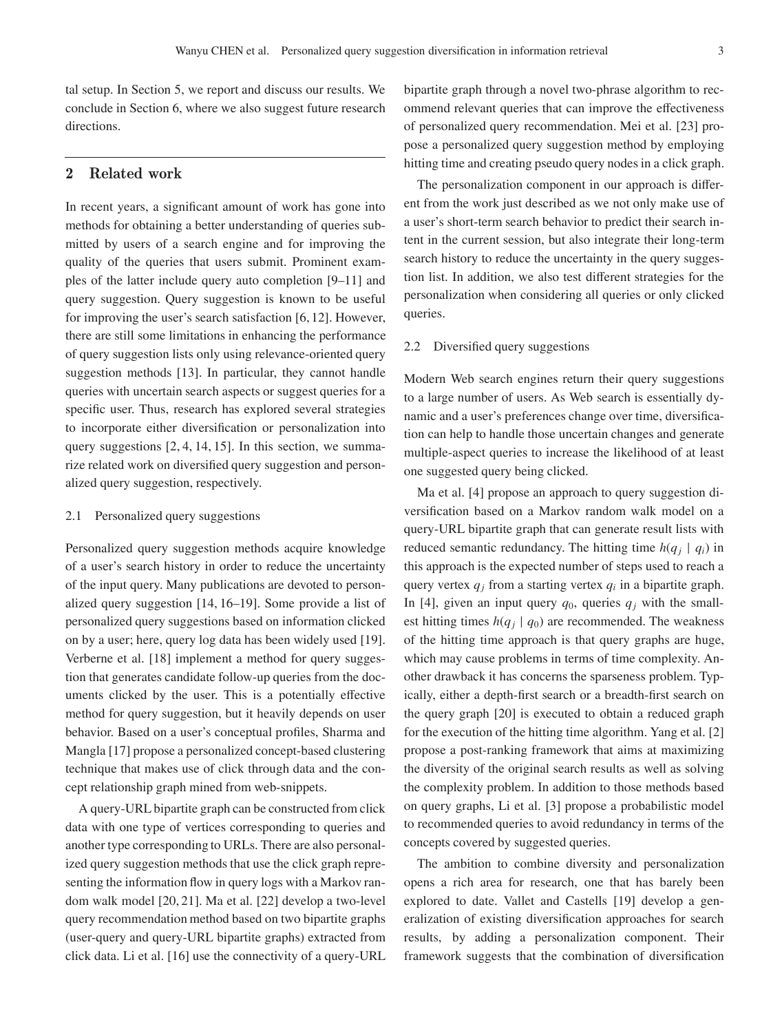tal setup. In Section 5, we report and discuss our results. We conclude in Section 6, where we also suggest future research directions.

## 2 Related work

In recent years, a significant amount of work has gone into methods for obtaining a better understanding of queries submitted by users of a search engine and for improving the quality of the queries that users submit. Prominent examples of the latter include query auto completion [9–11] and query suggestion. Query suggestion is known to be useful for improving the user's search satisfaction [6, 12]. However, there are still some limitations in enhancing the performance of query suggestion lists only using relevance-oriented query suggestion methods [13]. In particular, they cannot handle queries with uncertain search aspects or suggest queries for a specific user. Thus, research has explored several strategies to incorporate either diversification or personalization into query suggestions [2, 4, 14, 15]. In this section, we summarize related work on diversified query suggestion and personalized query suggestion, respectively.

### 2.1 Personalized query suggestions

Personalized query suggestion methods acquire knowledge of a user's search history in order to reduce the uncertainty of the input query. Many publications are devoted to personalized query suggestion [14, 16–19]. Some provide a list of personalized query suggestions based on information clicked on by a user; here, query log data has been widely used [19]. Verberne et al. [18] implement a method for query suggestion that generates candidate follow-up queries from the documents clicked by the user. This is a potentially effective method for query suggestion, but it heavily depends on user behavior. Based on a user's conceptual profiles, Sharma and Mangla [17] propose a personalized concept-based clustering technique that makes use of click through data and the concept relationship graph mined from web-snippets.

A query-URL bipartite graph can be constructed from click data with one type of vertices corresponding to queries and another type corresponding to URLs. There are also personalized query suggestion methods that use the click graph representing the information flow in query logs with a Markov random walk model [20, 21]. Ma et al. [22] develop a two-level query recommendation method based on two bipartite graphs (user-query and query-URL bipartite graphs) extracted from click data. Li et al. [16] use the connectivity of a query-URL bipartite graph through a novel two-phrase algorithm to recommend relevant queries that can improve the effectiveness of personalized query recommendation. Mei et al. [23] propose a personalized query suggestion method by employing hitting time and creating pseudo query nodes in a click graph.

The personalization component in our approach is different from the work just described as we not only make use of a user's short-term search behavior to predict their search intent in the current session, but also integrate their long-term search history to reduce the uncertainty in the query suggestion list. In addition, we also test different strategies for the personalization when considering all queries or only clicked queries.

### 2.2 Diversified query suggestions

Modern Web search engines return their query suggestions to a large number of users. As Web search is essentially dynamic and a user's preferences change over time, diversification can help to handle those uncertain changes and generate multiple-aspect queries to increase the likelihood of at least one suggested query being clicked.

Ma et al. [4] propose an approach to query suggestion diversification based on a Markov random walk model on a query-URL bipartite graph that can generate result lists with reduced semantic redundancy. The hitting time $h(q_j \mid q_i)$ in this approach is the expected number of steps used to reach a query vertex $q_j$ from a starting vertex $q_i$ in a bipartite graph. In [4], given an input query $q_0$, queries $q_j$ with the smallest hitting times $h(q_j \mid q_0)$ are recommended. The weakness of the hitting time approach is that query graphs are huge, which may cause problems in terms of time complexity. Another drawback it has concerns the sparseness problem. Typically, either a depth-first search or a breadth-first search on the query graph [20] is executed to obtain a reduced graph for the execution of the hitting time algorithm. Yang et al. [2] propose a post-ranking framework that aims at maximizing the diversity of the original search results as well as solving the complexity problem. In addition to those methods based on query graphs, Li et al. [3] propose a probabilistic model to recommended queries to avoid redundancy in terms of the concepts covered by suggested queries.

The ambition to combine diversity and personalization opens a rich area for research, one that has barely been explored to date. Vallet and Castells [19] develop a generalization of existing diversification approaches for search results, by adding a personalization component. Their framework suggests that the combination of diversification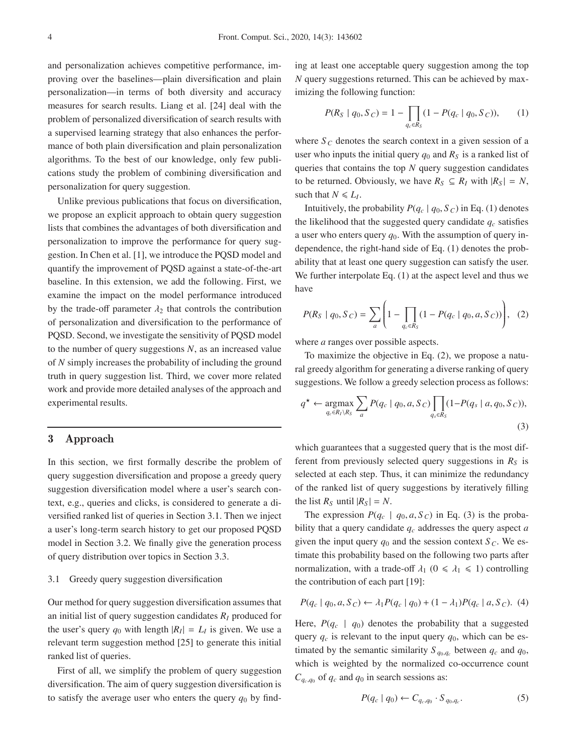and personalization achieves competitive performance, improving over the baselines—plain diversification and plain personalization—in terms of both diversity and accuracy measures for search results. Liang et al. [24] deal with the problem of personalized diversification of search results with a supervised learning strategy that also enhances the performance of both plain diversification and plain personalization algorithms. To the best of our knowledge, only few publications study the problem of combining diversification and personalization for query suggestion.

Unlike previous publications that focus on diversification, we propose an explicit approach to obtain query suggestion lists that combines the advantages of both diversification and personalization to improve the performance for query suggestion. In Chen et al. [1], we introduce the PQSD model and quantify the improvement of PQSD against a state-of-the-art baseline. In this extension, we add the following. First, we examine the impact on the model performance introduced by the trade-off parameter $\lambda_2$ that controls the contribution of personalization and diversification to the performance of PQSD. Second, we investigate the sensitivity of PQSD model to the number of query suggestions $N$, as an increased value of $N$ simply increases the probability of including the ground truth in query suggestion list. Third, we cover more related work and provide more detailed analyses of the approach and experimental results.

## 3 Approach

In this section, we first formally describe the problem of query suggestion diversification and propose a greedy query suggestion diversification model where a user's search context, e.g., queries and clicks, is considered to generate a diversified ranked list of queries in Section 3.1. Then we inject a user's long-term search history to get our proposed PQSD model in Section 3.2. We finally give the generation process of query distribution over topics in Section 3.3.

### 3.1 Greedy query suggestion diversification

Our method for query suggestion diversification assumes that an initial list of query suggestion candidates $R_I$ produced for the user's query $q_0$ with length $|R_I| = L_I$ is given. We use a relevant term suggestion method [25] to generate this initial ranked list of queries.

First of all, we simplify the problem of query suggestion diversification. The aim of query suggestion diversification is to satisfy the average user who enters the query $q_0$ by finding at least one acceptable query suggestion among the top $N$ query suggestions returned. This can be achieved by maximizing the following function:

$$P(R_S \mid q_0, S_C) = 1 - \prod_{q_c \in R_S} (1 - P(q_c \mid q_0, S_C)), \tag{1}$$

where $S_C$ denotes the search context in a given session of a user who inputs the initial query $q_0$ and $R_S$ is a ranked list of queries that contains the top $N$ query suggestion candidates to be returned. Obviously, we have $R_S \subseteq R_I$ with $|R_S| = N$, such that $N \leqslant L_I$.

Intuitively, the probability $P(q_c \mid q_0, S_C)$ in Eq. (1) denotes the likelihood that the suggested query candidate $q_c$ satisfies a user who enters query $q_0$. With the assumption of query independence, the right-hand side of Eq. (1) denotes the probability that at least one query suggestion can satisfy the user. We further interpolate Eq. (1) at the aspect level and thus we have

$$P(R_S \mid q_0, S_C) = \sum_a \left(1 - \prod_{q_c \in R_S} (1 - P(q_c \mid q_0, a, S_C))\right), \tag{2}$$

where $a$ ranges over possible aspects.

To maximize the objective in Eq. (2), we propose a natural greedy algorithm for generating a diverse ranking of query suggestions. We follow a greedy selection process as follows:

$$q^\star \leftarrow \operatorname*{argmax}_{q_c \in R_I \setminus R_S} \sum_a P(q_c \mid q_0, a, S_C) \prod_{q_s \in R_S} (1 - P(q_s \mid a, q_0, S_C)), \tag{3}$$

which guarantees that a suggested query that is the most different from previously selected query suggestions in $R_S$ is selected at each step. Thus, it can minimize the redundancy of the ranked list of query suggestions by iteratively filling the list $R_S$ until $|R_S| = N$.

The expression $P(q_c \mid q_0, a, S_C)$ in Eq. (3) is the probability that a query candidate $q_c$ addresses the query aspect $a$ given the input query $q_0$ and the session context $S_C$. We estimate this probability based on the following two parts after normalization, with a trade-off $\lambda_1$ ($0 \leqslant \lambda_1 \leqslant 1$) controlling the contribution of each part [19]:

$$P(q_c \mid q_0, a, S_C) \leftarrow \lambda_1 P(q_c \mid q_0) + (1 - \lambda_1) P(q_c \mid a, S_C). \tag{4}$$

Here, $P(q_c \mid q_0)$ denotes the probability that a suggested query $q_c$ is relevant to the input query $q_0$, which can be estimated by the semantic similarity $S_{q_0, q_c}$ between $q_c$ and $q_0$, which is weighted by the normalized co-occurrence count $C_{q_c, q_0}$ of $q_c$ and $q_0$ in search sessions as:

$$P(q_c \mid q_0) \leftarrow C_{q_c, q_0} \cdot S_{q_0, q_c}. \tag{5}$$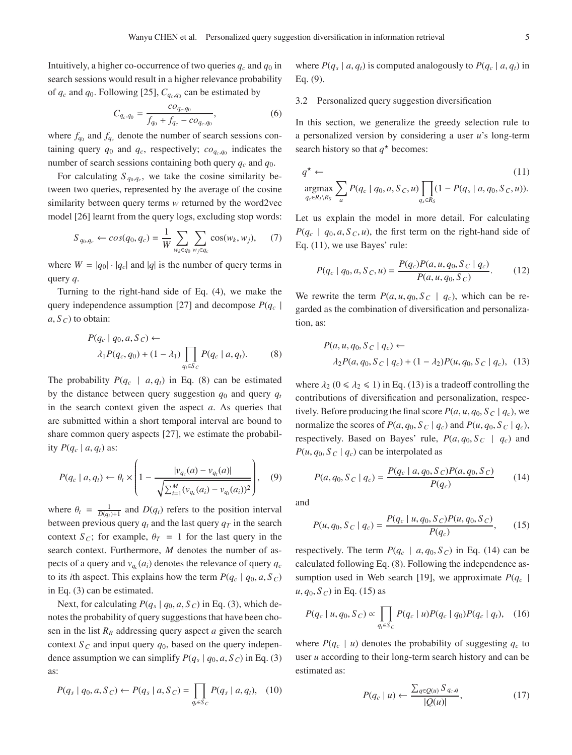Intuitively, a higher co-occurrence of two queries $q_c$ and $q_0$ in search sessions would result in a higher relevance probability of $q_c$ and $q_0$. Following [25], $C_{q_c,q_0}$ can be estimated by

$$C_{q_c,q_0} = \frac{co_{q_c,q_0}}{f_{q_0} + f_{q_c} - co_{q_c,q_0}}, \tag{6}$$

where $f_{q_0}$ and $f_{q_c}$ denote the number of search sessions containing query $q_0$ and $q_c$, respectively; $co_{q_c,q_0}$ indicates the number of search sessions containing both query $q_c$ and $q_0$.

For calculating $S_{q_0,q_c}$, we take the cosine similarity between two queries, represented by the average of the cosine similarity between query terms $w$ returned by the word2vec model [26] learnt from the query logs, excluding stop words:

$$S_{q_0,q_c} \leftarrow cos(q_0, q_c) = \frac{1}{W} \sum_{w_k \in q_0} \sum_{w_j \in q_c} \cos(w_k, w_j), \tag{7}$$

where $W = |q_0| \cdot |q_c|$ and $|q|$ is the number of query terms in query $q$.

Turning to the right-hand side of Eq. (4), we make the query independence assumption [27] and decompose $P(q_c \mid a, S_C)$ to obtain:

$$\begin{aligned} &P(q_c \mid q_0, a, S_C) \leftarrow \\ &\quad \lambda_1 P(q_c, q_0) + (1 - \lambda_1) \prod_{q_t \in S_C} P(q_c \mid a, q_t). \end{aligned} \tag{8}$$

The probability $P(q_c \mid a, q_t)$ in Eq. (8) can be estimated by the distance between query suggestion $q_0$ and query $q_t$ in the search context given the aspect $a$. As queries that are submitted within a short temporal interval are bound to share common query aspects [27], we estimate the probability $P(q_c \mid a, q_t)$ as:

$$P(q_c \mid a, q_t) \leftarrow \theta_t \times \left(1 - \frac{|v_{q_c}(a) - v_{q_t}(a)|}{\sqrt{\sum_{i=1}^{M} (v_{q_c}(a_i) - v_{q_t}(a_i))^2}}\right), \tag{9}$$

where $\theta_t = \frac{1}{D(q_t)+1}$ and $D(q_t)$ refers to the position interval between previous query $q_t$ and the last query $q_T$ in the search context $S_C$; for example, $\theta_T = 1$ for the last query in the search context. Furthermore, $M$ denotes the number of aspects of a query and $v_{q_c}(a_i)$ denotes the relevance of query $q_c$ to its $i$th aspect. This explains how the term $P(q_c \mid q_0, a, S_C)$ in Eq. (3) can be estimated.

Next, for calculating $P(q_s \mid q_0, a, S_C)$ in Eq. (3), which denotes the probability of query suggestions that have been chosen in the list $R_R$ addressing query aspect $a$ given the search context $S_C$ and input query $q_0$, based on the query independence assumption we can simplify $P(q_s \mid q_0, a, S_C)$ in Eq. (3) as:

$$P(q_s \mid q_0, a, S_C) \leftarrow P(q_s \mid a, S_C) = \prod_{q_t \in S_C} P(q_s \mid a, q_t), \tag{10}$$

where $P(q_s \mid a, q_t)$ is computed analogously to $P(q_c \mid a, q_t)$ in Eq. (9).

### 3.2 Personalized query suggestion diversification

In this section, we generalize the greedy selection rule to a personalized version by considering a user $u$'s long-term search history so that $q^\star$ becomes:

$$\begin{aligned} &q^\star \leftarrow \\ &\operatorname*{argmax}_{q_c \in R_I \setminus R_S} \sum_a P(q_c \mid q_0, a, S_C, u) \prod_{q_s \in R_S} (1 - P(q_s \mid a, q_0, S_C, u)). \end{aligned} \tag{11}$$

Let us explain the model in more detail. For calculating $P(q_c \mid q_0, a, S_C, u)$, the first term on the right-hand side of Eq. (11), we use Bayes' rule:

$$P(q_c \mid q_0, a, S_C, u) = \frac{P(q_c) P(a, u, q_0, S_C \mid q_c)}{P(a, u, q_0, S_C)}. \tag{12}$$

We rewrite the term $P(a, u, q_0, S_C \mid q_c)$, which can be regarded as the combination of diversification and personalization, as:

$$\begin{aligned} &P(a, u, q_0, S_C \mid q_c) \leftarrow \\ &\quad \lambda_2 P(a, q_0, S_C \mid q_c) + (1 - \lambda_2) P(u, q_0, S_C \mid q_c), \end{aligned} \tag{13}$$

where $\lambda_2$ ($0 \leqslant \lambda_2 \leqslant 1$) in Eq. (13) is a tradeoff controlling the contributions of diversification and personalization, respectively. Before producing the final score $P(a, u, q_0, S_C \mid q_c)$, we normalize the scores of $P(a, q_0, S_C \mid q_c)$ and $P(u, q_0, S_C \mid q_c)$, respectively. Based on Bayes' rule, $P(a, q_0, S_C \mid q_c)$ and $P(u, q_0, S_C \mid q_c)$ can be interpolated as

$$P(a, q_0, S_C \mid q_c) = \frac{P(q_c \mid a, q_0, S_C) P(a, q_0, S_C)}{P(q_c)} \tag{14}$$

and

$$P(u, q_0, S_C \mid q_c) = \frac{P(q_c \mid u, q_0, S_C) P(u, q_0, S_C)}{P(q_c)}, \tag{15}$$

respectively. The term $P(q_c \mid a, q_0, S_C)$ in Eq. (14) can be calculated following Eq. (8). Following the independence assumption used in Web search [19], we approximate $P(q_c \mid u, q_0, S_C)$ in Eq. (15) as

$$P(q_c \mid u, q_0, S_C) \propto \prod_{q_t \in S_C} P(q_c \mid u) P(q_c \mid q_0) P(q_c \mid q_t), \tag{16}$$

where $P(q_c \mid u)$ denotes the probability of suggesting $q_c$ to user $u$ according to their long-term search history and can be estimated as:

$$P(q_c \mid u) \leftarrow \frac{\sum_{q \in Q(u)} S_{q_c,q}}{|Q(u)|}, \tag{17}$$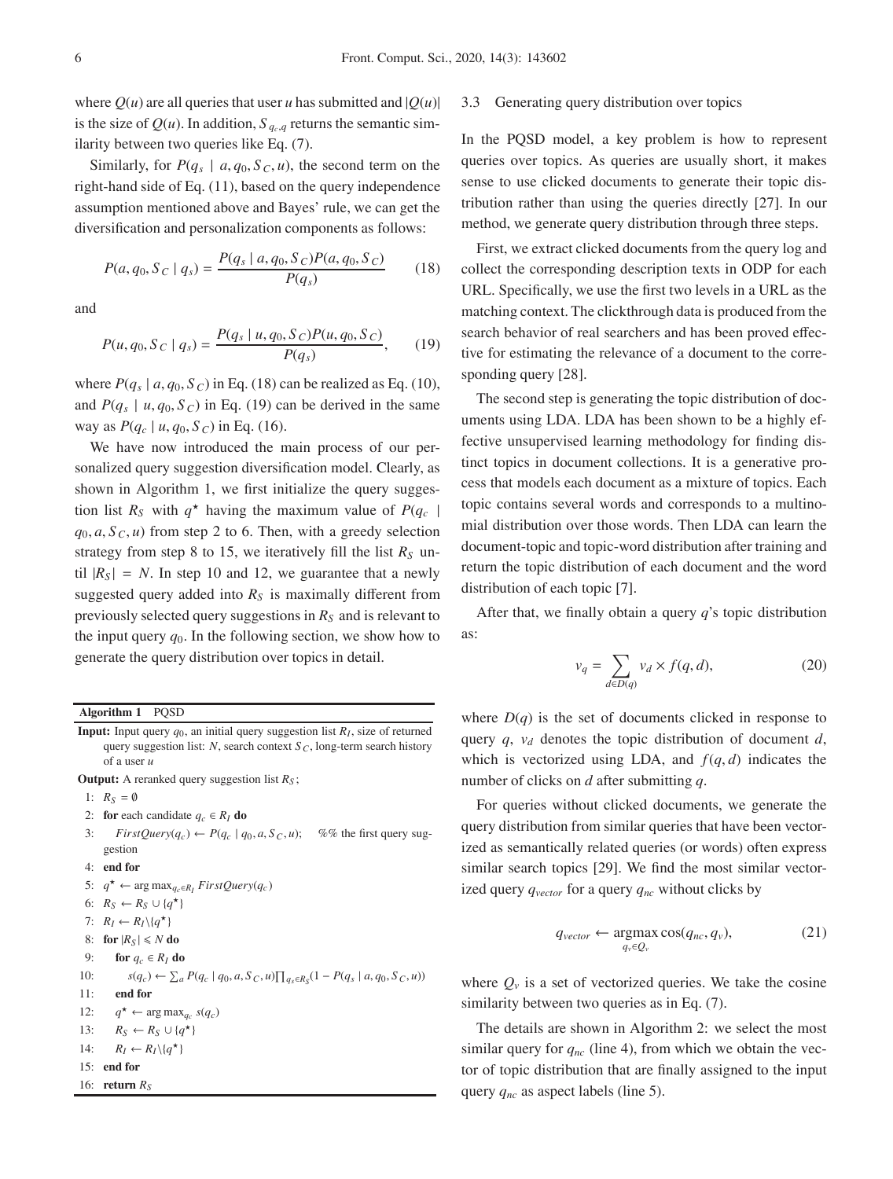where $Q(u)$ are all queries that user $u$ has submitted and $|Q(u)|$ is the size of $Q(u)$. In addition, $S_{q_c,q}$ returns the semantic similarity between two queries like Eq. (7).

Similarly, for $P(q_s \mid a, q_0, S_C, u)$, the second term on the right-hand side of Eq. (11), based on the query independence assumption mentioned above and Bayes' rule, we can get the diversification and personalization components as follows:

$$P(a, q_0, S_C \mid q_s) = \frac{P(q_s \mid a, q_0, S_C)P(a, q_0, S_C)}{P(q_s)} \tag{18}$$

and

$$P(u, q_0, S_C \mid q_s) = \frac{P(q_s \mid u, q_0, S_C)P(u, q_0, S_C)}{P(q_s)}, \tag{19}$$

where $P(q_s \mid a, q_0, S_C)$ in Eq. (18) can be realized as Eq. (10), and $P(q_s \mid u, q_0, S_C)$ in Eq. (19) can be derived in the same way as $P(q_c \mid u, q_0, S_C)$ in Eq. (16).

We have now introduced the main process of our personalized query suggestion diversification model. Clearly, as shown in Algorithm 1, we first initialize the query suggestion list $R_S$ with $q^\star$ having the maximum value of $P(q_c \mid q_0, a, S_C, u)$ from step 2 to 6. Then, with a greedy selection strategy from step 8 to 15, we iteratively fill the list $R_S$ until $|R_S| = N$. In step 10 and 12, we guarantee that a newly suggested query added into $R_S$ is maximally different from previously selected query suggestions in $R_S$ and is relevant to the input query $q_0$. In the following section, we show how to generate the query distribution over topics in detail.

**Algorithm 1** PQSD

**Input:** Input query $q_0$, an initial query suggestion list $R_I$, size of returned query suggestion list: $N$, search context $S_C$, long-term search history of a user $u$

**Output:** A reranked query suggestion list $R_S$;

```
1:  R_S = ∅
2:  for each candidate q_c ∈ R_I do
3:      FirstQuery(q_c) ← P(q_c | q_0, a, S_C, u);   %% the first query suggestion
4:  end for
5:  q* ← arg max_{q_c ∈ R_I} FirstQuery(q_c)
6:  R_S ← R_S ∪ {q*}
7:  R_I ← R_I \ {q*}
8:  for |R_S| ⩽ N do
9:      for q_c ∈ R_I do
10:         s(q_c) ← Σ_a P(q_c | q_0, a, S_C, u) Π_{q_s ∈ R_S} (1 − P(q_s | a, q_0, S_C, u))
11:     end for
12:     q* ← arg max_{q_c} s(q_c)
13:     R_S ← R_S ∪ {q*}
14:     R_I ← R_I \ {q*}
15: end for
16: return R_S
```

### 3.3 Generating query distribution over topics

In the PQSD model, a key problem is how to represent queries over topics. As queries are usually short, it makes sense to use clicked documents to generate their topic distribution rather than using the queries directly [27]. In our method, we generate query distribution through three steps.

First, we extract clicked documents from the query log and collect the corresponding description texts in ODP for each URL. Specifically, we use the first two levels in a URL as the matching context. The clickthrough data is produced from the search behavior of real searchers and has been proved effective for estimating the relevance of a document to the corresponding query [28].

The second step is generating the topic distribution of documents using LDA. LDA has been shown to be a highly effective unsupervised learning methodology for finding distinct topics in document collections. It is a generative process that models each document as a mixture of topics. Each topic contains several words and corresponds to a multinomial distribution over those words. Then LDA can learn the document-topic and topic-word distribution after training and return the topic distribution of each document and the word distribution of each topic [7].

After that, we finally obtain a query $q$'s topic distribution as:

$$v_q = \sum_{d \in D(q)} v_d \times f(q, d), \tag{20}$$

where $D(q)$ is the set of documents clicked in response to query $q$, $v_d$ denotes the topic distribution of document $d$, which is vectorized using LDA, and $f(q, d)$ indicates the number of clicks on $d$ after submitting $q$.

For queries without clicked documents, we generate the query distribution from similar queries that have been vectorized as semantically related queries (or words) often express similar search topics [29]. We find the most similar vectorized query $q_{vector}$ for a query $q_{nc}$ without clicks by

$$q_{vector} \leftarrow \underset{q_v \in Q_v}{\operatorname{argmax}} \cos(q_{nc}, q_v), \tag{21}$$

where $Q_v$ is a set of vectorized queries. We take the cosine similarity between two queries as in Eq. (7).

The details are shown in Algorithm 2: we select the most similar query for $q_{nc}$ (line 4), from which we obtain the vector of topic distribution that are finally assigned to the input query $q_{nc}$ as aspect labels (line 5).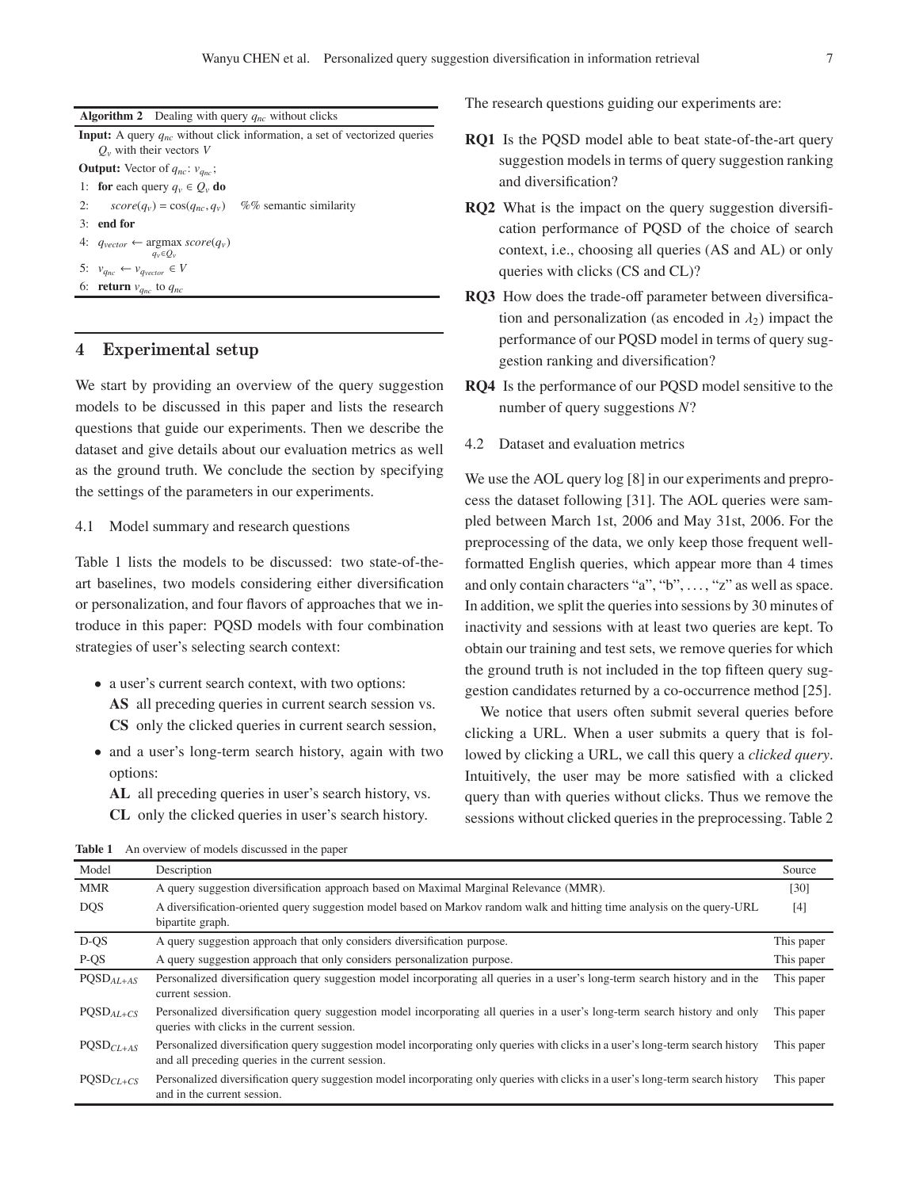**Algorithm 2** Dealing with query $q_{nc}$ without clicks

**Input:** A query $q_{nc}$ without click information, a set of vectorized queries $Q_v$ with their vectors $V$

**Output:** Vector of $q_{nc}$: $v_{q_{nc}}$;

1: **for** each query $q_v \in Q_v$ **do**

2: $\quad score(q_v) = \cos(q_{nc}, q_v)$ %% semantic similarity

3: **end for**

4: $q_{vector} \leftarrow \underset{q_v \in Q_v}{\operatorname{argmax}}\, score(q_v)$

5: $v_{q_{nc}} \leftarrow v_{q_{vector}} \in V$

6: **return** $v_{q_{nc}}$ to $q_{nc}$

## 4 Experimental setup

We start by providing an overview of the query suggestion models to be discussed in this paper and lists the research questions that guide our experiments. Then we describe the dataset and give details about our evaluation metrics as well as the ground truth. We conclude the section by specifying the settings of the parameters in our experiments.

### 4.1 Model summary and research questions

Table 1 lists the models to be discussed: two state-of-the-art baselines, two models considering either diversification or personalization, and four flavors of approaches that we introduce in this paper: PQSD models with four combination strategies of user's selecting search context:

- a user's current search context, with two options:
  **AS** all preceding queries in current search session vs.
  **CS** only the clicked queries in current search session,
- and a user's long-term search history, again with two options:
  **AL** all preceding queries in user's search history, vs.
  **CL** only the clicked queries in user's search history.

The research questions guiding our experiments are:

**RQ1** Is the PQSD model able to beat state-of-the-art query suggestion models in terms of query suggestion ranking and diversification?

**RQ2** What is the impact on the query suggestion diversification performance of PQSD of the choice of search context, i.e., choosing all queries (AS and AL) or only queries with clicks (CS and CL)?

**RQ3** How does the trade-off parameter between diversification and personalization (as encoded in $\lambda_2$) impact the performance of our PQSD model in terms of query suggestion ranking and diversification?

**RQ4** Is the performance of our PQSD model sensitive to the number of query suggestions $N$?

### 4.2 Dataset and evaluation metrics

We use the AOL query log [8] in our experiments and preprocess the dataset following [31]. The AOL queries were sampled between March 1st, 2006 and May 31st, 2006. For the preprocessing of the data, we only keep those frequent well-formatted English queries, which appear more than 4 times and only contain characters "a", "b", ..., "z" as well as space. In addition, we split the queries into sessions by 30 minutes of inactivity and sessions with at least two queries are kept. To obtain our training and test sets, we remove queries for which the ground truth is not included in the top fifteen query suggestion candidates returned by a co-occurrence method [25].

We notice that users often submit several queries before clicking a URL. When a user submits a query that is followed by clicking a URL, we call this query a *clicked query*. Intuitively, the user may be more satisfied with a clicked query than with queries without clicks. Thus we remove the sessions without clicked queries in the preprocessing. Table 2

**Table 1** An overview of models discussed in the paper

| Model | Description | Source |
|---|---|---|
| MMR | A query suggestion diversification approach based on Maximal Marginal Relevance (MMR). | [30] |
| DQS | A diversification-oriented query suggestion model based on Markov random walk and hitting time analysis on the query-URL bipartite graph. | [4] |
| D-QS | A query suggestion approach that only considers diversification purpose. | This paper |
| P-QS | A query suggestion approach that only considers personalization purpose. | This paper |
| $\text{PQSD}_{AL+AS}$ | Personalized diversification query suggestion model incorporating all queries in a user's long-term search history and in the current session. | This paper |
| $\text{PQSD}_{AL+CS}$ | Personalized diversification query suggestion model incorporating all queries in a user's long-term search history and only queries with clicks in the current session. | This paper |
| $\text{PQSD}_{CL+AS}$ | Personalized diversification query suggestion model incorporating only queries with clicks in a user's long-term search history and all preceding queries in the current session. | This paper |
| $\text{PQSD}_{CL+CS}$ | Personalized diversification query suggestion model incorporating only queries with clicks in a user's long-term search history and in the current session. | This paper |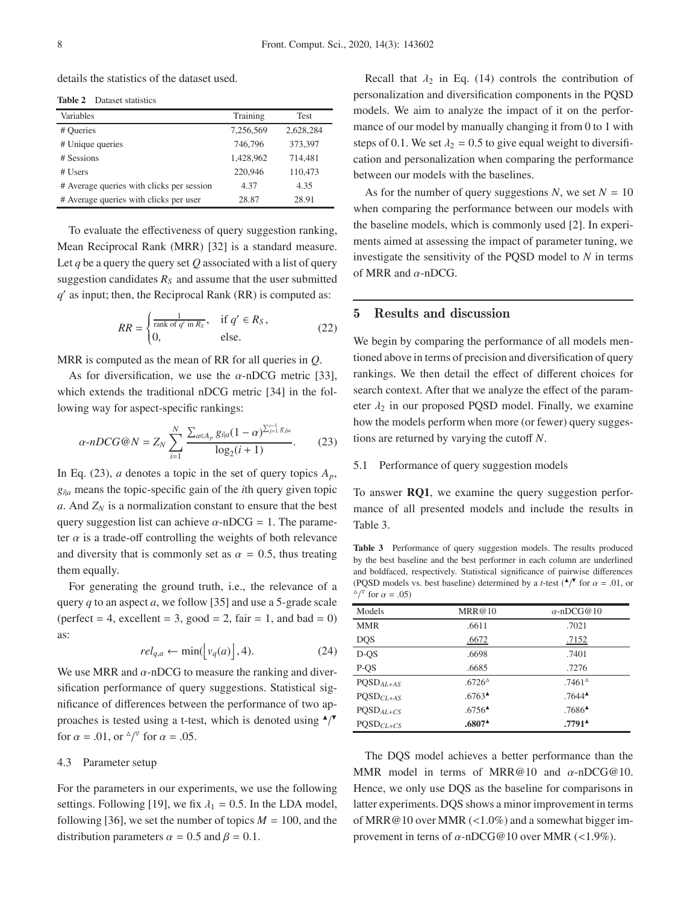details the statistics of the dataset used.

**Table 2** Dataset statistics

| Variables | Training | Test |
|---|---|---|
| # Queries | 7,256,569 | 2,628,284 |
| # Unique queries | 746,796 | 373,397 |
| # Sessions | 1,428,962 | 714,481 |
| # Users | 220,946 | 110,473 |
| # Average queries with clicks per session | 4.37 | 4.35 |
| # Average queries with clicks per user | 28.87 | 28.91 |

To evaluate the effectiveness of query suggestion ranking, Mean Reciprocal Rank (MRR) [32] is a standard measure. Let $q$ be a query the query set $Q$ associated with a list of query suggestion candidates $R_S$ and assume that the user submitted $q'$ as input; then, the Reciprocal Rank (RR) is computed as:

$$RR = \begin{cases} \frac{1}{\text{rank of } q' \text{ in } R_S}, & \text{if } q' \in R_S, \\ 0, & \text{else.} \end{cases} \tag{22}$$

MRR is computed as the mean of RR for all queries in $Q$.

As for diversification, we use the $\alpha$-nDCG metric [33], which extends the traditional nDCG metric [34] in the following way for aspect-specific rankings:

$$\alpha\text{-}nDCG@N = Z_N \sum_{i=1}^{N} \frac{\sum_{a \in A_p} g_{i|a}(1-\alpha)^{\sum_{j=1}^{i-1} g_{j|a}}}{\log_2(i+1)}. \tag{23}$$

In Eq. (23), $a$ denotes a topic in the set of query topics $A_p$, $g_{i|a}$ means the topic-specific gain of the $i$th query given topic $a$. And $Z_N$ is a normalization constant to ensure that the best query suggestion list can achieve $\alpha$-nDCG = 1. The parameter $\alpha$ is a trade-off controlling the weights of both relevance and diversity that is commonly set as $\alpha = 0.5$, thus treating them equally.

For generating the ground truth, i.e., the relevance of a query $q$ to an aspect $a$, we follow [35] and use a 5-grade scale (perfect = 4, excellent = 3, good = 2, fair = 1, and bad = 0) as:

$$rel_{q,a} \leftarrow \min(\lfloor v_q(a) \rfloor, 4). \tag{24}$$

We use MRR and $\alpha$-nDCG to measure the ranking and diversification performance of query suggestions. Statistical significance of differences between the performance of two approaches is tested using a t-test, which is denoted using $^{\blacktriangle}/^{\blacktriangledown}$ for $\alpha = .01$, or $^{\vartriangle}/^{\triangledown}$ for $\alpha = .05$.

### 4.3 Parameter setup

For the parameters in our experiments, we use the following settings. Following [19], we fix $\lambda_1 = 0.5$. In the LDA model, following [36], we set the number of topics $M = 100$, and the distribution parameters $\alpha = 0.5$ and $\beta = 0.1$.

Recall that $\lambda_2$ in Eq. (14) controls the contribution of personalization and diversification components in the PQSD models. We aim to analyze the impact of it on the performance of our model by manually changing it from 0 to 1 with steps of 0.1. We set $\lambda_2 = 0.5$ to give equal weight to diversification and personalization when comparing the performance between our models with the baselines.

As for the number of query suggestions $N$, we set $N = 10$ when comparing the performance between our models with the baseline models, which is commonly used [2]. In experiments aimed at assessing the impact of parameter tuning, we investigate the sensitivity of the PQSD model to $N$ in terms of MRR and $\alpha$-nDCG.

## 5 Results and discussion

We begin by comparing the performance of all models mentioned above in terms of precision and diversification of query rankings. We then detail the effect of different choices for search context. After that we analyze the effect of the parameter $\lambda_2$ in our proposed PQSD model. Finally, we examine how the models perform when more (or fewer) query suggestions are returned by varying the cutoff $N$.

### 5.1 Performance of query suggestion models

To answer **RQ1**, we examine the query suggestion performance of all presented models and include the results in Table 3.

**Table 3** Performance of query suggestion models. The results produced by the best baseline and the best performer in each column are underlined and boldfaced, respectively. Statistical significance of pairwise differences (PQSD models vs. best baseline) determined by a $t$-test ($^{\blacktriangle}/^{\blacktriangledown}$ for $\alpha = .01$, or $^{\vartriangle}/^{\triangledown}$ for $\alpha = .05$)

| Models | MRR@10 | $\alpha$-nDCG@10 |
|---|---|---|
| MMR | .6611 | .7021 |
| DQS | <u>.6672</u> | <u>.7152</u> |
| D-QS | .6698 | .7401 |
| P-QS | .6685 | .7276 |
| $PQSD_{AL+AS}$ | $.6726^{\vartriangle}$ | $.7461^{\vartriangle}$ |
| $PQSD_{CL+AS}$ | $.6763^{\blacktriangle}$ | $.7644^{\blacktriangle}$ |
| $PQSD_{AL+CS}$ | $.6756^{\blacktriangle}$ | $.7686^{\blacktriangle}$ |
| $PQSD_{CL+CS}$ | $\mathbf{.6807}^{\blacktriangle}$ | $\mathbf{.7791}^{\blacktriangle}$ |

The DQS model achieves a better performance than the MMR model in terms of MRR@10 and $\alpha$-nDCG@10. Hence, we only use DQS as the baseline for comparisons in latter experiments. DQS shows a minor improvement in terms of MRR@10 over MMR (<1.0%) and a somewhat bigger improvement in terns of $\alpha$-nDCG@10 over MMR (<1.9%).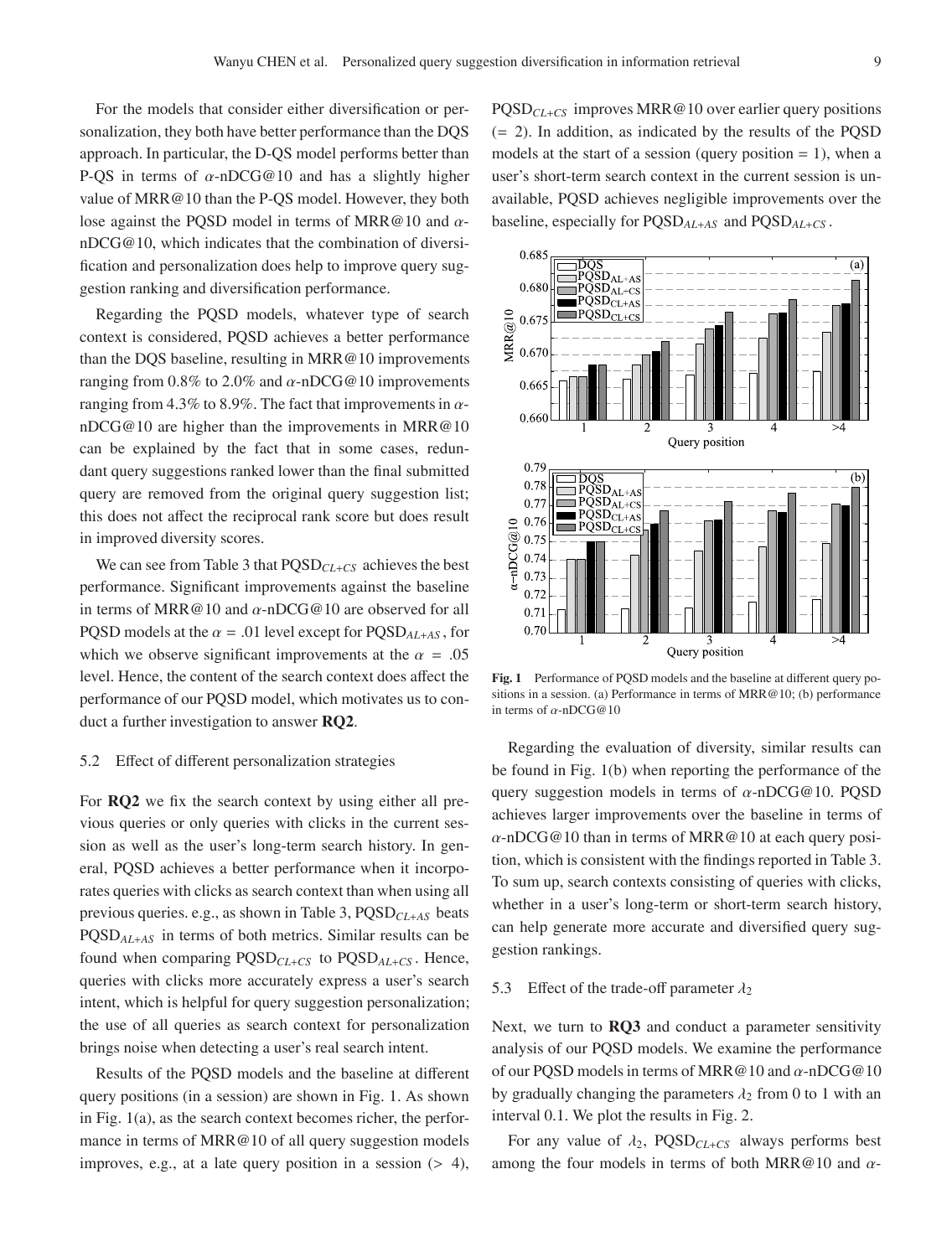For the models that consider either diversification or personalization, they both have better performance than the DQS approach. In particular, the D-QS model performs better than P-QS in terms of $\alpha$-nDCG@10 and has a slightly higher value of MRR@10 than the P-QS model. However, they both lose against the PQSD model in terms of MRR@10 and $\alpha$-nDCG@10, which indicates that the combination of diversification and personalization does help to improve query suggestion ranking and diversification performance.

Regarding the PQSD models, whatever type of search context is considered, PQSD achieves a better performance than the DQS baseline, resulting in MRR@10 improvements ranging from 0.8% to 2.0% and $\alpha$-nDCG@10 improvements ranging from 4.3% to 8.9%. The fact that improvements in $\alpha$-nDCG@10 are higher than the improvements in MRR@10 can be explained by the fact that in some cases, redundant query suggestions ranked lower than the final submitted query are removed from the original query suggestion list; this does not affect the reciprocal rank score but does result in improved diversity scores.

We can see from Table 3 that PQSD$_{CL+CS}$ achieves the best performance. Significant improvements against the baseline in terms of MRR@10 and $\alpha$-nDCG@10 are observed for all PQSD models at the $\alpha = .01$ level except for PQSD$_{AL+AS}$, for which we observe significant improvements at the $\alpha = .05$ level. Hence, the content of the search context does affect the performance of our PQSD model, which motivates us to conduct a further investigation to answer **RQ2**.

### 5.2 Effect of different personalization strategies

For **RQ2** we fix the search context by using either all previous queries or only queries with clicks in the current session as well as the user's long-term search history. In general, PQSD achieves a better performance when it incorporates queries with clicks as search context than when using all previous queries. e.g., as shown in Table 3, PQSD$_{CL+AS}$ beats PQSD$_{AL+AS}$ in terms of both metrics. Similar results can be found when comparing PQSD$_{CL+CS}$ to PQSD$_{AL+CS}$. Hence, queries with clicks more accurately express a user's search intent, which is helpful for query suggestion personalization; the use of all queries as search context for personalization brings noise when detecting a user's real search intent.

Results of the PQSD models and the baseline at different query positions (in a session) are shown in Fig. 1. As shown in Fig. 1(a), as the search context becomes richer, the performance in terms of MRR@10 of all query suggestion models improves, e.g., at a late query position in a session ($> 4$), PQSD$_{CL+CS}$ improves MRR@10 over earlier query positions ($= 2$). In addition, as indicated by the results of the PQSD models at the start of a session (query position = 1), when a user's short-term search context in the current session is unavailable, PQSD achieves negligible improvements over the baseline, especially for PQSD$_{AL+AS}$ and PQSD$_{AL+CS}$.

**Fig. 1** Performance of PQSD models and the baseline at different query positions in a session. (a) Performance in terms of MRR@10; (b) performance in terms of $\alpha$-nDCG@10

Regarding the evaluation of diversity, similar results can be found in Fig. 1(b) when reporting the performance of the query suggestion models in terms of $\alpha$-nDCG@10. PQSD achieves larger improvements over the baseline in terms of $\alpha$-nDCG@10 than in terms of MRR@10 at each query position, which is consistent with the findings reported in Table 3. To sum up, search contexts consisting of queries with clicks, whether in a user's long-term or short-term search history, can help generate more accurate and diversified query suggestion rankings.

### 5.3 Effect of the trade-off parameter $\lambda_2$

Next, we turn to **RQ3** and conduct a parameter sensitivity analysis of our PQSD models. We examine the performance of our PQSD models in terms of MRR@10 and $\alpha$-nDCG@10 by gradually changing the parameters $\lambda_2$ from 0 to 1 with an interval 0.1. We plot the results in Fig. 2.

For any value of $\lambda_2$, PQSD$_{CL+CS}$ always performs best among the four models in terms of both MRR@10 and $\alpha$-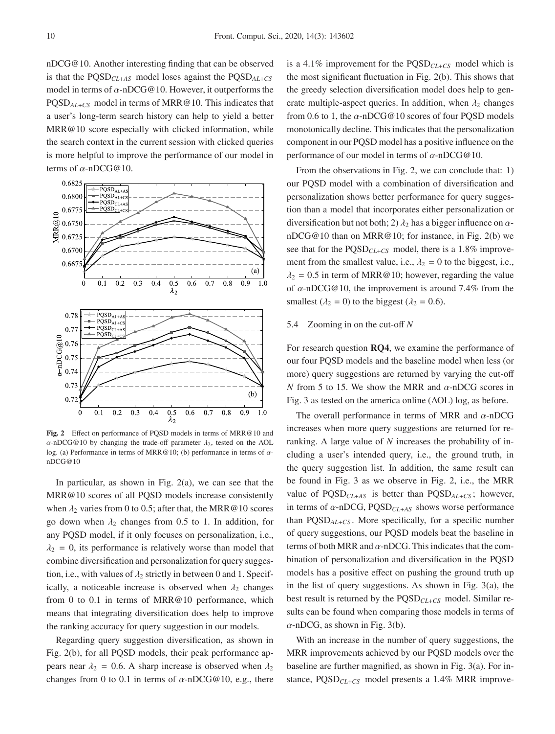nDCG@10. Another interesting finding that can be observed is that the PQSD$_{CL+AS}$ model loses against the PQSD$_{AL+CS}$ model in terms of $\alpha$-nDCG@10. However, it outperforms the PQSD$_{AL+CS}$ model in terms of MRR@10. This indicates that a user's long-term search history can help to yield a better MRR@10 score especially with clicked information, while the search context in the current session with clicked queries is more helpful to improve the performance of our model in terms of $\alpha$-nDCG@10.

**Fig. 2** Effect on performance of PQSD models in terms of MRR@10 and $\alpha$-nDCG@10 by changing the trade-off parameter $\lambda_2$, tested on the AOL log. (a) Performance in terms of MRR@10; (b) performance in terms of $\alpha$-nDCG@10

In particular, as shown in Fig. 2(a), we can see that the MRR@10 scores of all PQSD models increase consistently when $\lambda_2$ varies from 0 to 0.5; after that, the MRR@10 scores go down when $\lambda_2$ changes from 0.5 to 1. In addition, for any PQSD model, if it only focuses on personalization, i.e., $\lambda_2 = 0$, its performance is relatively worse than model that combine diversification and personalization for query suggestion, i.e., with values of $\lambda_2$ strictly in between 0 and 1. Specifically, a noticeable increase is observed when $\lambda_2$ changes from 0 to 0.1 in terms of MRR@10 performance, which means that integrating diversification does help to improve the ranking accuracy for query suggestion in our models.

Regarding query suggestion diversification, as shown in Fig. 2(b), for all PQSD models, their peak performance appears near $\lambda_2 = 0.6$. A sharp increase is observed when $\lambda_2$ changes from 0 to 0.1 in terms of $\alpha$-nDCG@10, e.g., there is a 4.1% improvement for the PQSD$_{CL+CS}$ model which is the most significant fluctuation in Fig. 2(b). This shows that the greedy selection diversification model does help to generate multiple-aspect queries. In addition, when $\lambda_2$ changes from 0.6 to 1, the $\alpha$-nDCG@10 scores of four PQSD models monotonically decline. This indicates that the personalization component in our PQSD model has a positive influence on the performance of our model in terms of $\alpha$-nDCG@10.

From the observations in Fig. 2, we can conclude that: 1) our PQSD model with a combination of diversification and personalization shows better performance for query suggestion than a model that incorporates either personalization or diversification but not both; 2) $\lambda_2$ has a bigger influence on $\alpha$-nDCG@10 than on MRR@10; for instance, in Fig. 2(b) we see that for the PQSD$_{CL+CS}$ model, there is a 1.8% improvement from the smallest value, i.e., $\lambda_2 = 0$ to the biggest, i.e., $\lambda_2 = 0.5$ in term of MRR@10; however, regarding the value of $\alpha$-nDCG@10, the improvement is around 7.4% from the smallest ($\lambda_2 = 0$) to the biggest ($\lambda_2 = 0.6$).

### 5.4 Zooming in on the cut-off $N$

For research question **RQ4**, we examine the performance of our four PQSD models and the baseline model when less (or more) query suggestions are returned by varying the cut-off $N$ from 5 to 15. We show the MRR and $\alpha$-nDCG scores in Fig. 3 as tested on the america online (AOL) log, as before.

The overall performance in terms of MRR and $\alpha$-nDCG increases when more query suggestions are returned for reranking. A large value of $N$ increases the probability of including a user's intended query, i.e., the ground truth, in the query suggestion list. In addition, the same result can be found in Fig. 3 as we observe in Fig. 2, i.e., the MRR value of PQSD$_{CL+AS}$ is better than PQSD$_{AL+CS}$; however, in terms of $\alpha$-nDCG, PQSD$_{CL+AS}$ shows worse performance than PQSD$_{AL+CS}$. More specifically, for a specific number of query suggestions, our PQSD models beat the baseline in terms of both MRR and $\alpha$-nDCG. This indicates that the combination of personalization and diversification in the PQSD models has a positive effect on pushing the ground truth up in the list of query suggestions. As shown in Fig. 3(a), the best result is returned by the PQSD$_{CL+CS}$ model. Similar results can be found when comparing those models in terms of $\alpha$-nDCG, as shown in Fig. 3(b).

With an increase in the number of query suggestions, the MRR improvements achieved by our PQSD models over the baseline are further magnified, as shown in Fig. 3(a). For instance, PQSD$_{CL+CS}$ model presents a 1.4% MRR improve-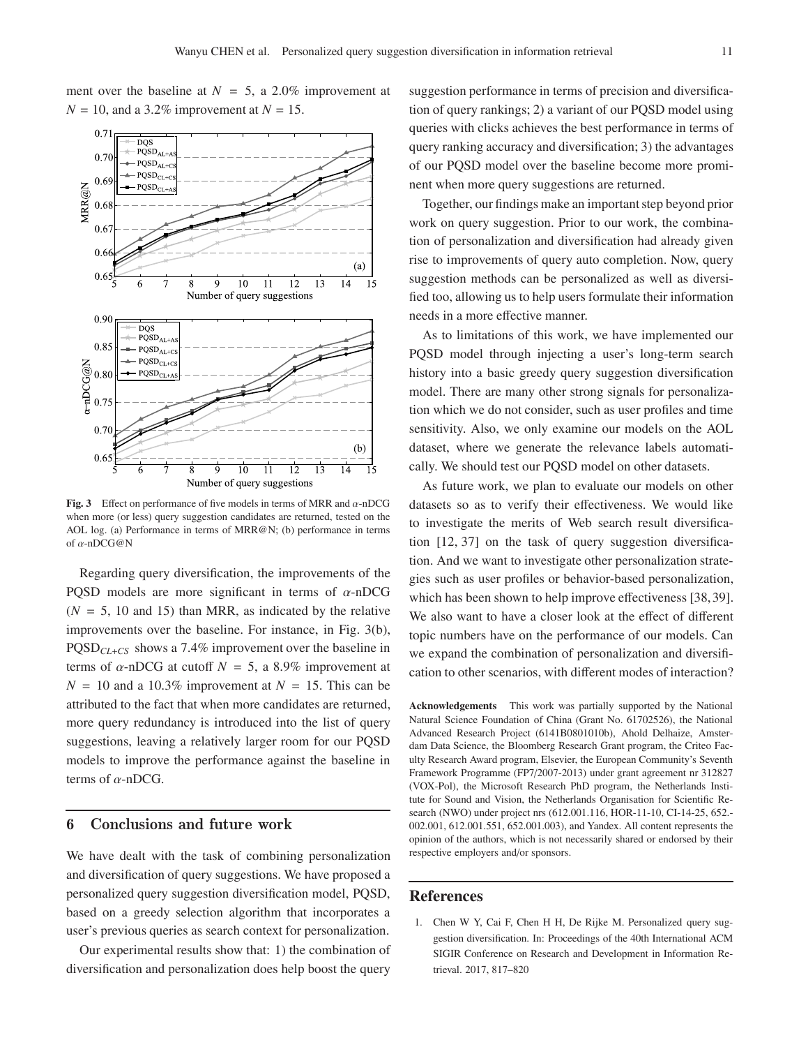ment over the baseline at $N = 5$, a 2.0% improvement at $N = 10$, and a 3.2% improvement at $N = 15$.

**Fig. 3** Effect on performance of five models in terms of MRR and $\alpha$-nDCG when more (or less) query suggestion candidates are returned, tested on the AOL log. (a) Performance in terms of MRR@N; (b) performance in terms of $\alpha$-nDCG@N

Regarding query diversification, the improvements of the PQSD models are more significant in terms of $\alpha$-nDCG ($N = 5$, 10 and 15) than MRR, as indicated by the relative improvements over the baseline. For instance, in Fig. 3(b), $\text{PQSD}_{CL+CS}$ shows a 7.4% improvement over the baseline in terms of $\alpha$-nDCG at cutoff $N = 5$, a 8.9% improvement at $N = 10$ and a 10.3% improvement at $N = 15$. This can be attributed to the fact that when more candidates are returned, more query redundancy is introduced into the list of query suggestions, leaving a relatively larger room for our PQSD models to improve the performance against the baseline in terms of $\alpha$-nDCG.

## 6 Conclusions and future work

We have dealt with the task of combining personalization and diversification of query suggestions. We have proposed a personalized query suggestion diversification model, PQSD, based on a greedy selection algorithm that incorporates a user's previous queries as search context for personalization.

Our experimental results show that: 1) the combination of diversification and personalization does help boost the query suggestion performance in terms of precision and diversification of query rankings; 2) a variant of our PQSD model using queries with clicks achieves the best performance in terms of query ranking accuracy and diversification; 3) the advantages of our PQSD model over the baseline become more prominent when more query suggestions are returned.

Together, our findings make an important step beyond prior work on query suggestion. Prior to our work, the combination of personalization and diversification had already given rise to improvements of query auto completion. Now, query suggestion methods can be personalized as well as diversified too, allowing us to help users formulate their information needs in a more effective manner.

As to limitations of this work, we have implemented our PQSD model through injecting a user's long-term search history into a basic greedy query suggestion diversification model. There are many other strong signals for personalization which we do not consider, such as user profiles and time sensitivity. Also, we only examine our models on the AOL dataset, where we generate the relevance labels automatically. We should test our PQSD model on other datasets.

As future work, we plan to evaluate our models on other datasets so as to verify their effectiveness. We would like to investigate the merits of Web search result diversification [12, 37] on the task of query suggestion diversification. And we want to investigate other personalization strategies such as user profiles or behavior-based personalization, which has been shown to help improve effectiveness [38, 39]. We also want to have a closer look at the effect of different topic numbers have on the performance of our models. Can we expand the combination of personalization and diversification to other scenarios, with different modes of interaction?

**Acknowledgements** This work was partially supported by the National Natural Science Foundation of China (Grant No. 61702526), the National Advanced Research Project (6141B0801010b), Ahold Delhaize, Amsterdam Data Science, the Bloomberg Research Grant program, the Criteo Faculty Research Award program, Elsevier, the European Community's Seventh Framework Programme (FP7/2007-2013) under grant agreement nr 312827 (VOX-Pol), the Microsoft Research PhD program, the Netherlands Institute for Sound and Vision, the Netherlands Organisation for Scientific Research (NWO) under project nrs (612.001.116, HOR-11-10, CI-14-25, 652.-002.001, 612.001.551, 652.001.003), and Yandex. All content represents the opinion of the authors, which is not necessarily shared or endorsed by their respective employers and/or sponsors.

## References

1. Chen W Y, Cai F, Chen H H, De Rijke M. Personalized query suggestion diversification. In: Proceedings of the 40th International ACM SIGIR Conference on Research and Development in Information Retrieval. 2017, 817–820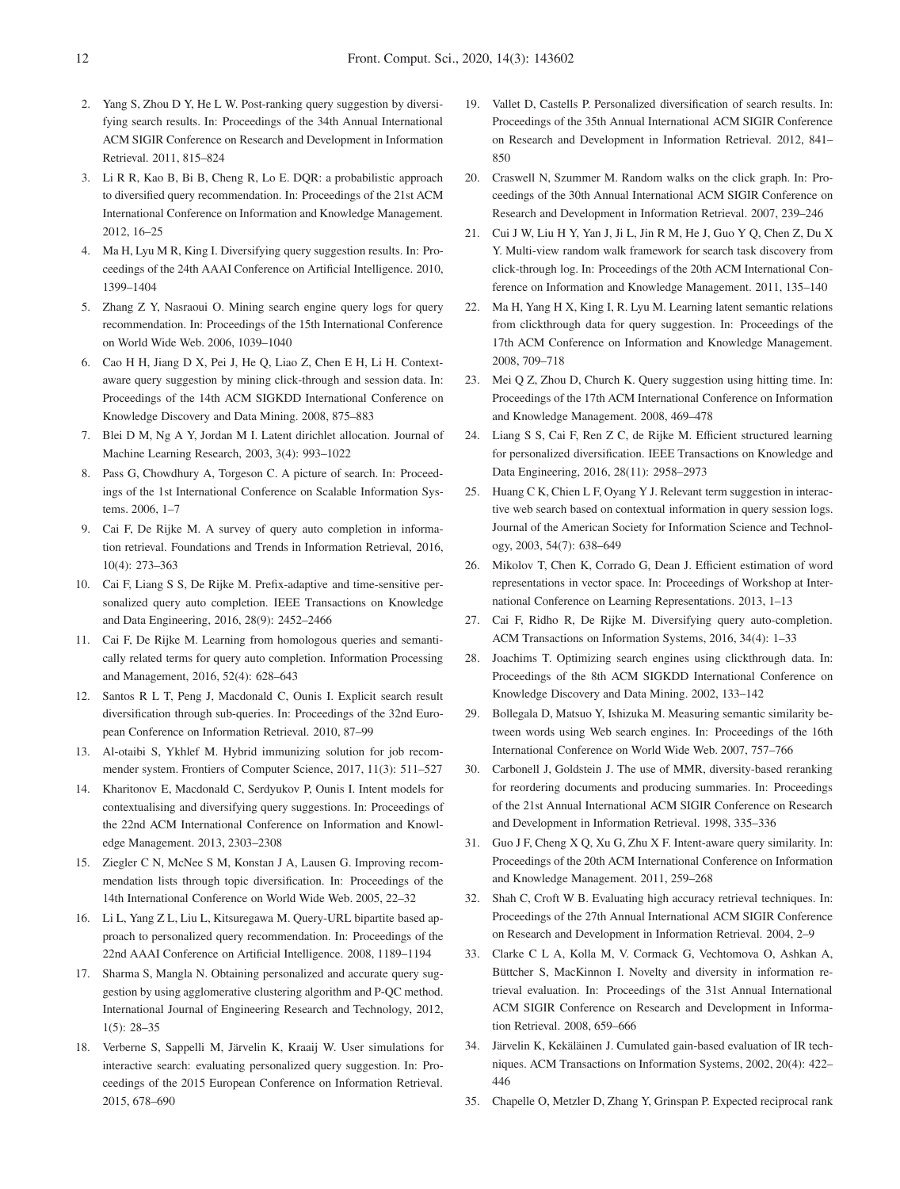2. Yang S, Zhou D Y, He L W. Post-ranking query suggestion by diversifying search results. In: Proceedings of the 34th Annual International ACM SIGIR Conference on Research and Development in Information Retrieval. 2011, 815–824
3. Li R R, Kao B, Bi B, Cheng R, Lo E. DQR: a probabilistic approach to diversified query recommendation. In: Proceedings of the 21st ACM International Conference on Information and Knowledge Management. 2012, 16–25
4. Ma H, Lyu M R, King I. Diversifying query suggestion results. In: Proceedings of the 24th AAAI Conference on Artificial Intelligence. 2010, 1399–1404
5. Zhang Z Y, Nasraoui O. Mining search engine query logs for query recommendation. In: Proceedings of the 15th International Conference on World Wide Web. 2006, 1039–1040
6. Cao H H, Jiang D X, Pei J, He Q, Liao Z, Chen E H, Li H. Context-aware query suggestion by mining click-through and session data. In: Proceedings of the 14th ACM SIGKDD International Conference on Knowledge Discovery and Data Mining. 2008, 875–883
7. Blei D M, Ng A Y, Jordan M I. Latent dirichlet allocation. Journal of Machine Learning Research, 2003, 3(4): 993–1022
8. Pass G, Chowdhury A, Torgeson C. A picture of search. In: Proceedings of the 1st International Conference on Scalable Information Systems. 2006, 1–7
9. Cai F, De Rijke M. A survey of query auto completion in information retrieval. Foundations and Trends in Information Retrieval, 2016, 10(4): 273–363
10. Cai F, Liang S S, De Rijke M. Prefix-adaptive and time-sensitive personalized query auto completion. IEEE Transactions on Knowledge and Data Engineering, 2016, 28(9): 2452–2466
11. Cai F, De Rijke M. Learning from homologous queries and semantically related terms for query auto completion. Information Processing and Management, 2016, 52(4): 628–643
12. Santos R L T, Peng J, Macdonald C, Ounis I. Explicit search result diversification through sub-queries. In: Proceedings of the 32nd European Conference on Information Retrieval. 2010, 87–99
13. Al-otaibi S, Ykhlef M. Hybrid immunizing solution for job recommender system. Frontiers of Computer Science, 2017, 11(3): 511–527
14. Kharitonov E, Macdonald C, Serdyukov P, Ounis I. Intent models for contextualising and diversifying query suggestions. In: Proceedings of the 22nd ACM International Conference on Information and Knowledge Management. 2013, 2303–2308
15. Ziegler C N, McNee S M, Konstan J A, Lausen G. Improving recommendation lists through topic diversification. In: Proceedings of the 14th International Conference on World Wide Web. 2005, 22–32
16. Li L, Yang Z L, Liu L, Kitsuregawa M. Query-URL bipartite based approach to personalized query recommendation. In: Proceedings of the 22nd AAAI Conference on Artificial Intelligence. 2008, 1189–1194
17. Sharma S, Mangla N. Obtaining personalized and accurate query suggestion by using agglomerative clustering algorithm and P-QC method. International Journal of Engineering Research and Technology, 2012, 1(5): 28–35
18. Verberne S, Sappelli M, Järvelin K, Kraaij W. User simulations for interactive search: evaluating personalized query suggestion. In: Proceedings of the 2015 European Conference on Information Retrieval. 2015, 678–690
19. Vallet D, Castells P. Personalized diversification of search results. In: Proceedings of the 35th Annual International ACM SIGIR Conference on Research and Development in Information Retrieval. 2012, 841–850
20. Craswell N, Szummer M. Random walks on the click graph. In: Proceedings of the 30th Annual International ACM SIGIR Conference on Research and Development in Information Retrieval. 2007, 239–246
21. Cui J W, Liu H Y, Yan J, Ji L, Jin R M, He J, Guo Y Q, Chen Z, Du X Y. Multi-view random walk framework for search task discovery from click-through log. In: Proceedings of the 20th ACM International Conference on Information and Knowledge Management. 2011, 135–140
22. Ma H, Yang H X, King I, R. Lyu M. Learning latent semantic relations from clickthrough data for query suggestion. In: Proceedings of the 17th ACM Conference on Information and Knowledge Management. 2008, 709–718
23. Mei Q Z, Zhou D, Church K. Query suggestion using hitting time. In: Proceedings of the 17th ACM International Conference on Information and Knowledge Management. 2008, 469–478
24. Liang S S, Cai F, Ren Z C, de Rijke M. Efficient structured learning for personalized diversification. IEEE Transactions on Knowledge and Data Engineering, 2016, 28(11): 2958–2973
25. Huang C K, Chien L F, Oyang Y J. Relevant term suggestion in interactive web search based on contextual information in query session logs. Journal of the American Society for Information Science and Technology, 2003, 54(7): 638–649
26. Mikolov T, Chen K, Corrado G, Dean J. Efficient estimation of word representations in vector space. In: Proceedings of Workshop at International Conference on Learning Representations. 2013, 1–13
27. Cai F, Ridho R, De Rijke M. Diversifying query auto-completion. ACM Transactions on Information Systems, 2016, 34(4): 1–33
28. Joachims T. Optimizing search engines using clickthrough data. In: Proceedings of the 8th ACM SIGKDD International Conference on Knowledge Discovery and Data Mining. 2002, 133–142
29. Bollegala D, Matsuo Y, Ishizuka M. Measuring semantic similarity between words using Web search engines. In: Proceedings of the 16th International Conference on World Wide Web. 2007, 757–766
30. Carbonell J, Goldstein J. The use of MMR, diversity-based reranking for reordering documents and producing summaries. In: Proceedings of the 21st Annual International ACM SIGIR Conference on Research and Development in Information Retrieval. 1998, 335–336
31. Guo J F, Cheng X Q, Xu G, Zhu X F. Intent-aware query similarity. In: Proceedings of the 20th ACM International Conference on Information and Knowledge Management. 2011, 259–268
32. Shah C, Croft W B. Evaluating high accuracy retrieval techniques. In: Proceedings of the 27th Annual International ACM SIGIR Conference on Research and Development in Information Retrieval. 2004, 2–9
33. Clarke C L A, Kolla M, V. Cormack G, Vechtomova O, Ashkan A, Büttcher S, MacKinnon I. Novelty and diversity in information retrieval evaluation. In: Proceedings of the 31st Annual International ACM SIGIR Conference on Research and Development in Information Retrieval. 2008, 659–666
34. Järvelin K, Kekäläinen J. Cumulated gain-based evaluation of IR techniques. ACM Transactions on Information Systems, 2002, 20(4): 422–446
35. Chapelle O, Metzler D, Zhang Y, Grinspan P. Expected reciprocal rank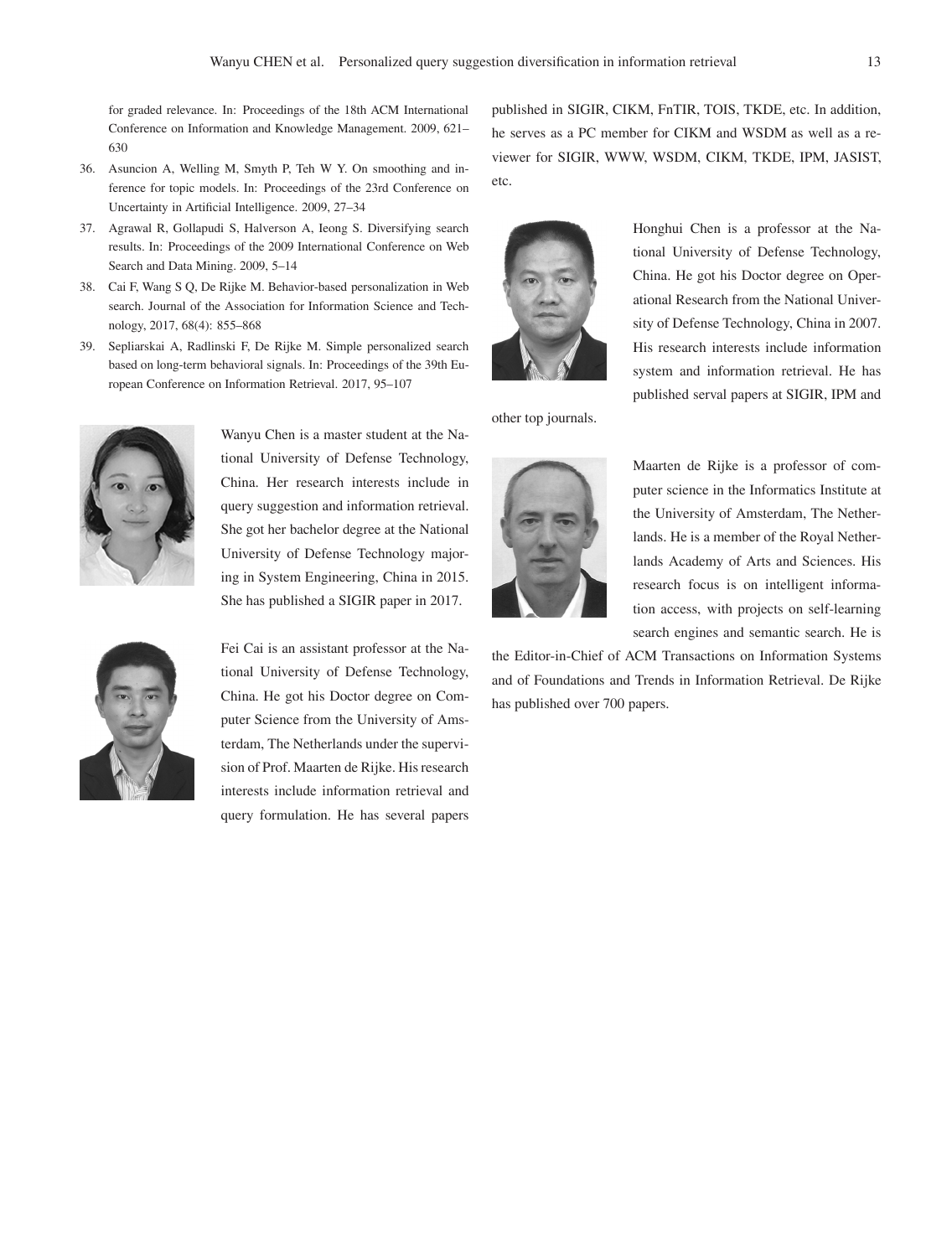for graded relevance. In: Proceedings of the 18th ACM International Conference on Information and Knowledge Management. 2009, 621–630

36. Asuncion A, Welling M, Smyth P, Teh W Y. On smoothing and inference for topic models. In: Proceedings of the 23rd Conference on Uncertainty in Artificial Intelligence. 2009, 27–34
37. Agrawal R, Gollapudi S, Halverson A, Ieong S. Diversifying search results. In: Proceedings of the 2009 International Conference on Web Search and Data Mining. 2009, 5–14
38. Cai F, Wang S Q, De Rijke M. Behavior-based personalization in Web search. Journal of the Association for Information Science and Technology, 2017, 68(4): 855–868
39. Sepliarskai A, Radlinski F, De Rijke M. Simple personalized search based on long-term behavioral signals. In: Proceedings of the 39th European Conference on Information Retrieval. 2017, 95–107

Wanyu Chen is a master student at the National University of Defense Technology, China. Her research interests include in query suggestion and information retrieval. She got her bachelor degree at the National University of Defense Technology majoring in System Engineering, China in 2015. She has published a SIGIR paper in 2017.

Fei Cai is an assistant professor at the National University of Defense Technology, China. He got his Doctor degree on Computer Science from the University of Amsterdam, The Netherlands under the supervision of Prof. Maarten de Rijke. His research interests include information retrieval and query formulation. He has several papers published in SIGIR, CIKM, FnTIR, TOIS, TKDE, etc. In addition, he serves as a PC member for CIKM and WSDM as well as a reviewer for SIGIR, WWW, WSDM, CIKM, TKDE, IPM, JASIST, etc.

Honghui Chen is a professor at the National University of Defense Technology, China. He got his Doctor degree on Operational Research from the National University of Defense Technology, China in 2007. His research interests include information system and information retrieval. He has published serval papers at SIGIR, IPM and other top journals.

Maarten de Rijke is a professor of computer science in the Informatics Institute at the University of Amsterdam, The Netherlands. He is a member of the Royal Netherlands Academy of Arts and Sciences. His research focus is on intelligent information access, with projects on self-learning search engines and semantic search. He is the Editor-in-Chief of ACM Transactions on Information Systems and of Foundations and Trends in Information Retrieval. De Rijke has published over 700 papers.